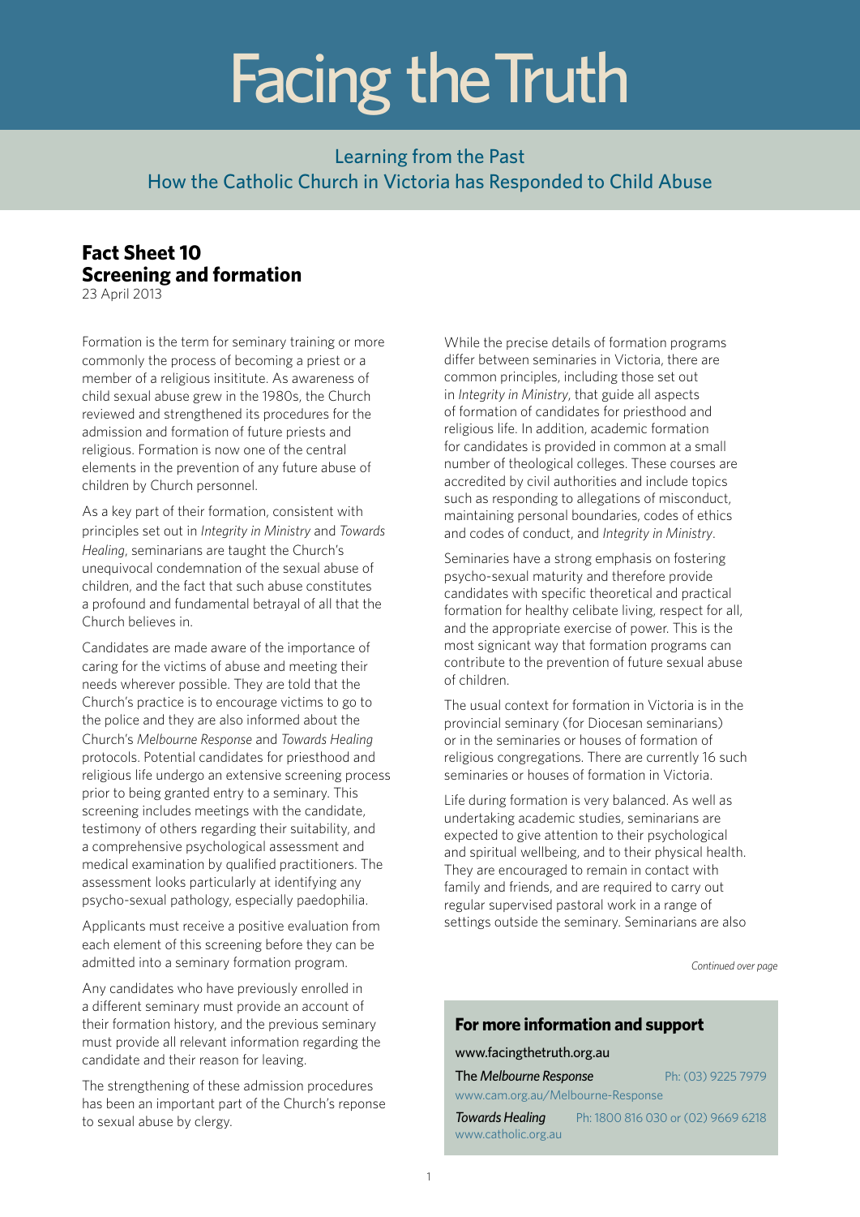# Facing the Truth

Learning from the Past
How the Catholic Church in Victoria has Responded to Child Abuse

## Fact Sheet 10
## Screening and formation

23 April 2013

Formation is the term for seminary training or more commonly the process of becoming a priest or a member of a religious insititute. As awareness of child sexual abuse grew in the 1980s, the Church reviewed and strengthened its procedures for the admission and formation of future priests and religious. Formation is now one of the central elements in the prevention of any future abuse of children by Church personnel.

As a key part of their formation, consistent with principles set out in *Integrity in Ministry* and *Towards Healing*, seminarians are taught the Church's unequivocal condemnation of the sexual abuse of children, and the fact that such abuse constitutes a profound and fundamental betrayal of all that the Church believes in.

Candidates are made aware of the importance of caring for the victims of abuse and meeting their needs wherever possible. They are told that the Church's practice is to encourage victims to go to the police and they are also informed about the Church's *Melbourne Response* and *Towards Healing* protocols. Potential candidates for priesthood and religious life undergo an extensive screening process prior to being granted entry to a seminary. This screening includes meetings with the candidate, testimony of others regarding their suitability, and a comprehensive psychological assessment and medical examination by qualified practitioners. The assessment looks particularly at identifying any psycho-sexual pathology, especially paedophilia.

Applicants must receive a positive evaluation from each element of this screening before they can be admitted into a seminary formation program.

Any candidates who have previously enrolled in a different seminary must provide an account of their formation history, and the previous seminary must provide all relevant information regarding the candidate and their reason for leaving.

The strengthening of these admission procedures has been an important part of the Church's reponse to sexual abuse by clergy.

While the precise details of formation programs differ between seminaries in Victoria, there are common principles, including those set out in *Integrity in Ministry*, that guide all aspects of formation of candidates for priesthood and religious life. In addition, academic formation for candidates is provided in common at a small number of theological colleges. These courses are accredited by civil authorities and include topics such as responding to allegations of misconduct, maintaining personal boundaries, codes of ethics and codes of conduct, and *Integrity in Ministry*.

Seminaries have a strong emphasis on fostering psycho-sexual maturity and therefore provide candidates with specific theoretical and practical formation for healthy celibate living, respect for all, and the appropriate exercise of power. This is the most signicant way that formation programs can contribute to the prevention of future sexual abuse of children.

The usual context for formation in Victoria is in the provincial seminary (for Diocesan seminarians) or in the seminaries or houses of formation of religious congregations. There are currently 16 such seminaries or houses of formation in Victoria.

Life during formation is very balanced. As well as undertaking academic studies, seminarians are expected to give attention to their psychological and spiritual wellbeing, and to their physical health. They are encouraged to remain in contact with family and friends, and are required to carry out regular supervised pastoral work in a range of settings outside the seminary. Seminarians are also

*Continued over page*

### For more information and support

www.facingthetruth.org.au

The *Melbourne Response* Ph: (03) 9225 7979
www.cam.org.au/Melbourne-Response

*Towards Healing* Ph: 1800 816 030 or (02) 9669 6218
www.catholic.org.au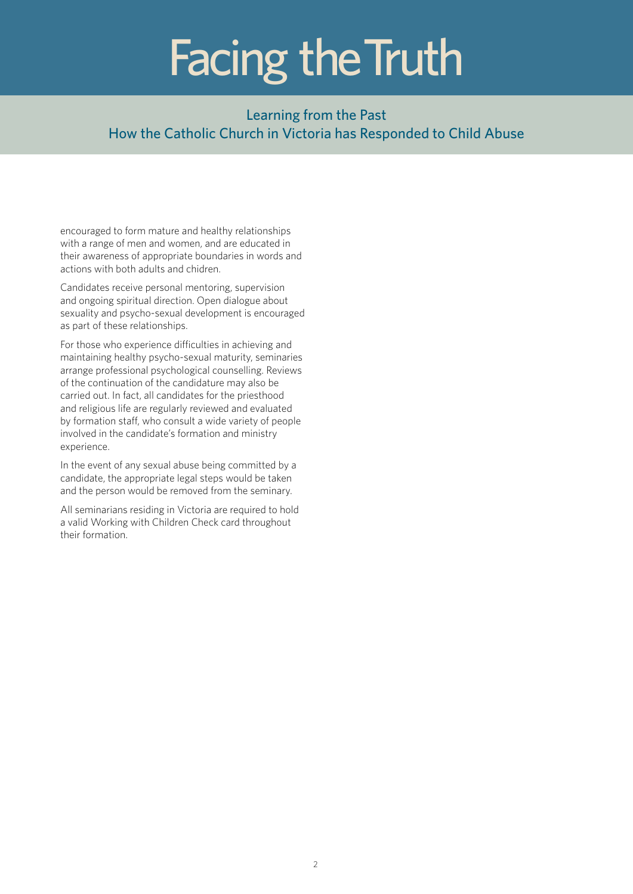encouraged to form mature and healthy relationships with a range of men and women, and are educated in their awareness of appropriate boundaries in words and actions with both adults and chidren.

Candidates receive personal mentoring, supervision and ongoing spiritual direction. Open dialogue about sexuality and psycho-sexual development is encouraged as part of these relationships.

For those who experience difficulties in achieving and maintaining healthy psycho-sexual maturity, seminaries arrange professional psychological counselling. Reviews of the continuation of the candidature may also be carried out. In fact, all candidates for the priesthood and religious life are regularly reviewed and evaluated by formation staff, who consult a wide variety of people involved in the candidate's formation and ministry experience.

In the event of any sexual abuse being committed by a candidate, the appropriate legal steps would be taken and the person would be removed from the seminary.

All seminarians residing in Victoria are required to hold a valid Working with Children Check card throughout their formation.